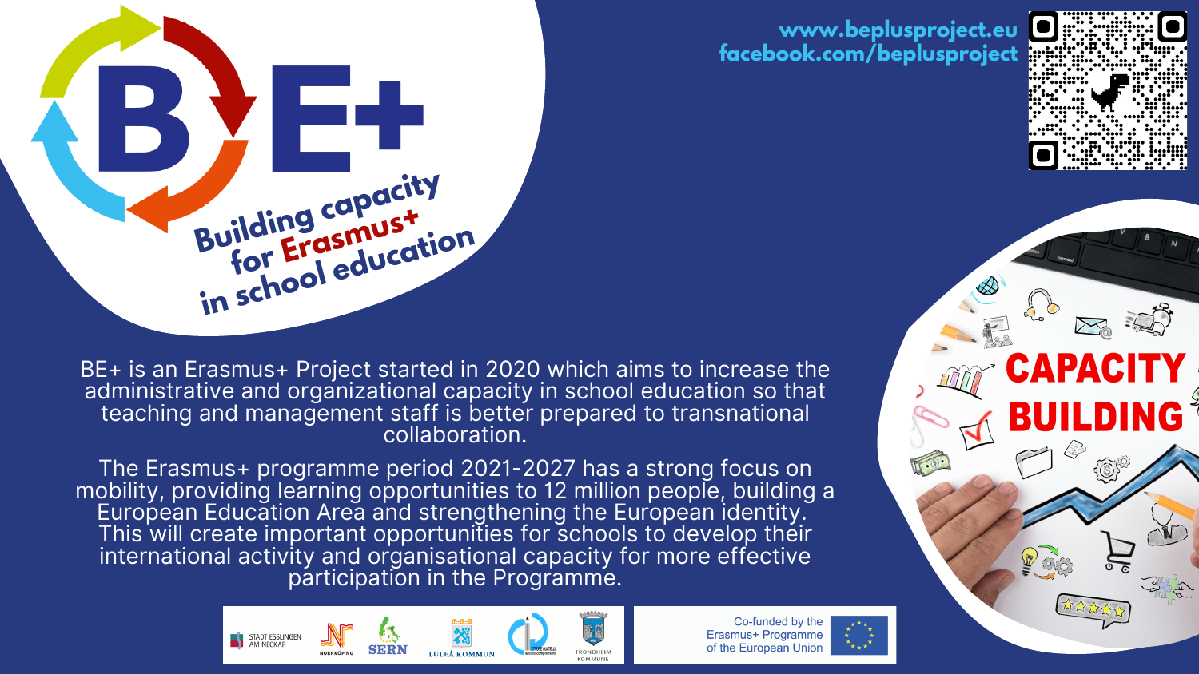# BE+

**Building capacity for Erasmus+ in school education**

www.beplusproject.eu
facebook.com/beplusproject

BE+ is an Erasmus+ Project started in 2020 which aims to increase the administrative and organizational capacity in school education so that teaching and management staff is better prepared to transnational collaboration.

The Erasmus+ programme period 2021-2027 has a strong focus on mobility, providing learning opportunities to 12 million people, building a European Education Area and strengthening the European identity. This will create important opportunities for schools to develop their international activity and organisational capacity for more effective participation in the Programme.

CAPACITY BUILDING

STADT ESSLINGEN AM NECKAR · NORRKÖPING · SERN · LULEÅ KOMMUN · TRONDHEIM KOMMUNE

Co-funded by the Erasmus+ Programme of the European Union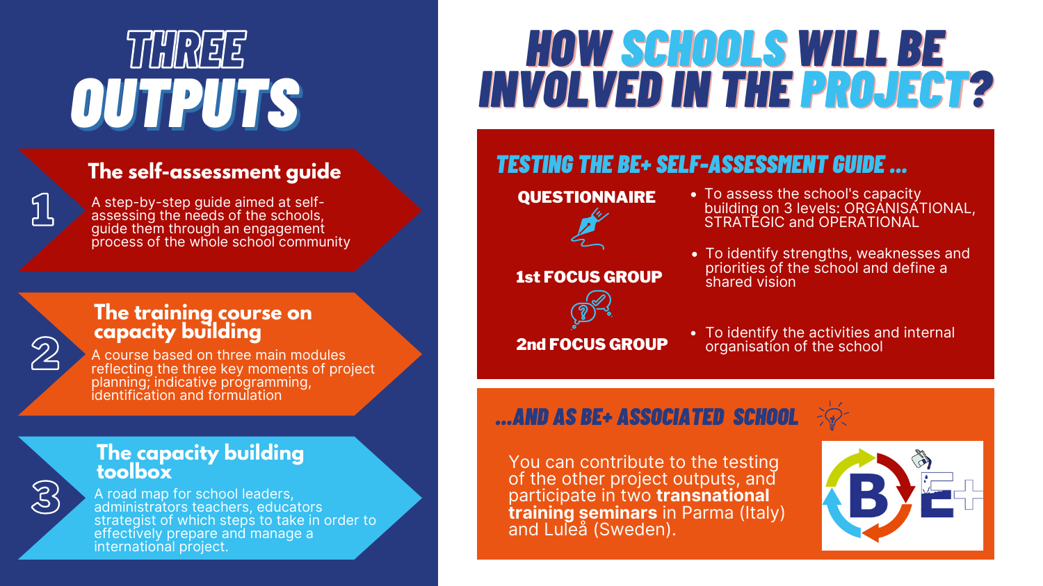# THREE OUTPUTS

## 1. The self-assessment guide

A step-by-step guide aimed at self-assessing the needs of the schools, guide them through an engagement process of the whole school community

## 2. The training course on capacity building

A course based on three main modules reflecting the three key moments of project planning; indicative programming, identification and formulation

## 3. The capacity building toolbox

A road map for school leaders, administrators teachers, educators strategist of which steps to take in order to effectively prepare and manage a international project.

# HOW SCHOOLS WILL BE INVOLVED IN THE PROJECT?

## TESTING THE BE+ SELF-ASSESSMENT GUIDE ...

**QUESTIONNAIRE**

- To assess the school's capacity building on 3 levels: ORGANISATIONAL, STRATEGIC and OPERATIONAL

**1st FOCUS GROUP**

- To identify strengths, weaknesses and priorities of the school and define a shared vision

**2nd FOCUS GROUP**

- To identify the activities and internal organisation of the school

## ...AND AS BE+ ASSOCIATED SCHOOL

You can contribute to the testing of the other project outputs, and participate in two **transnational training seminars** in Parma (Italy) and Luleå (Sweden).